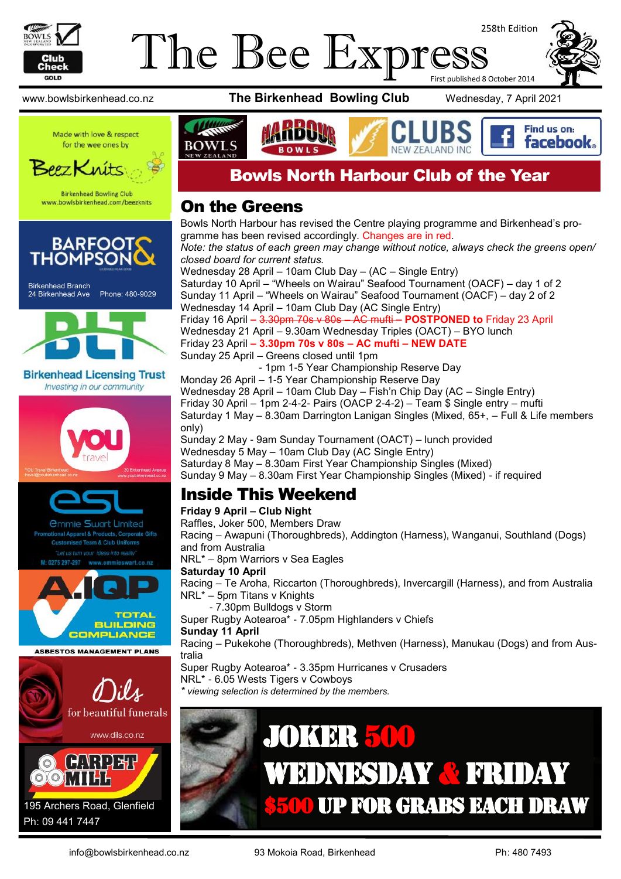# The Bee Express

258th Edition

First published 8 October 2014

www.bowlsbirkenhead.co.nz **The Birkenhead Bowling Club** Wednesday, 7 April 2021

## Bowls North Harbour Club of the Year

## On the Greens

Bowls North Harbour has revised the Centre playing programme and Birkenhead's programme has been revised accordingly. Changes are in red.

*Note: the status of each green may change without notice, always check the greens open/closed board for current status.*

Wednesday 28 April – 10am Club Day – (AC – Single Entry)
Saturday 10 April – "Wheels on Wairau" Seafood Tournament (OACF) – day 1 of 2
Sunday 11 April – "Wheels on Wairau" Seafood Tournament (OACF) – day 2 of 2
Wednesday 14 April – 10am Club Day (AC Single Entry)
Friday 16 April – ~~3.30pm 70s v 80s – AC mufti –~~ **POSTPONED to** Friday 23 April
Wednesday 21 April – 9.30am Wednesday Triples (OACT) – BYO lunch
Friday 23 April **– 3.30pm 70s v 80s – AC mufti – NEW DATE**
Sunday 25 April – Greens closed until 1pm
- 1pm 1-5 Year Championship Reserve Day

Monday 26 April – 1-5 Year Championship Reserve Day
Wednesday 28 April – 10am Club Day – Fish'n Chip Day (AC – Single Entry)
Friday 30 April – 1pm 2-4-2- Pairs (OACP 2-4-2) – Team $ Single entry – mufti
Saturday 1 May – 8.30am Darrington Lanigan Singles (Mixed, 65+, – Full & Life members only)
Sunday 2 May - 9am Sunday Tournament (OACT) – lunch provided
Wednesday 5 May – 10am Club Day (AC Single Entry)
Saturday 8 May – 8.30am First Year Championship Singles (Mixed)
Sunday 9 May – 8.30am First Year Championship Singles (Mixed) - if required

## Inside This Weekend

**Friday 9 April – Club Night**
Raffles, Joker 500, Members Draw
Racing – Awapuni (Thoroughbreds), Addington (Harness), Wanganui, Southland (Dogs) and from Australia
NRL* – 8pm Warriors v Sea Eagles

**Saturday 10 April**
Racing – Te Aroha, Riccarton (Thoroughbreds), Invercargill (Harness), and from Australia
NRL* – 5pm Titans v Knights
- 7.30pm Bulldogs v Storm

Super Rugby Aotearoa* - 7.05pm Highlanders v Chiefs

**Sunday 11 April**
Racing – Pukekohe (Thoroughbreds), Methven (Harness), Manukau (Dogs) and from Australia
Super Rugby Aotearoa* - 3.35pm Hurricanes v Crusaders
NRL* - 6.05 Wests Tigers v Cowboys

*\* viewing selection is determined by the members.*

**JOKER 500**
**WEDNESDAY & FRIDAY**
**$500 UP FOR GRABS EACH DRAW**

Made with love & respect for the wee ones by BeezKnits
Birkenhead Bowling Club www.bowlsbirkenhead.com/beezknits

Barfoot & Thompson
Birkenhead Branch
24 Birkenhead Ave Phone: 480-9029

BLT
Birkenhead Licensing Trust
Investing in our community

You Travel Birkenhead
20 Birkenhead Avenue

ESL
Emmie Swart Limited
Promotional Apparel & Products, Corporate Gifts
Customised Team & Club Uniforms
"Let us turn your ideas into reality"
M: 0275 297-297 www.emmieswart.co.nz

A.IQP
TOTAL BUILDING COMPLIANCE
ASBESTOS MANAGEMENT PLANS

Dils
for beautiful funerals
www.dils.co.nz

Carpet Mill
195 Archers Road, Glenfield
Ph: 09 441 7447

info@bowlsbirkenhead.co.nz 93 Mokoia Road, Birkenhead Ph: 480 7493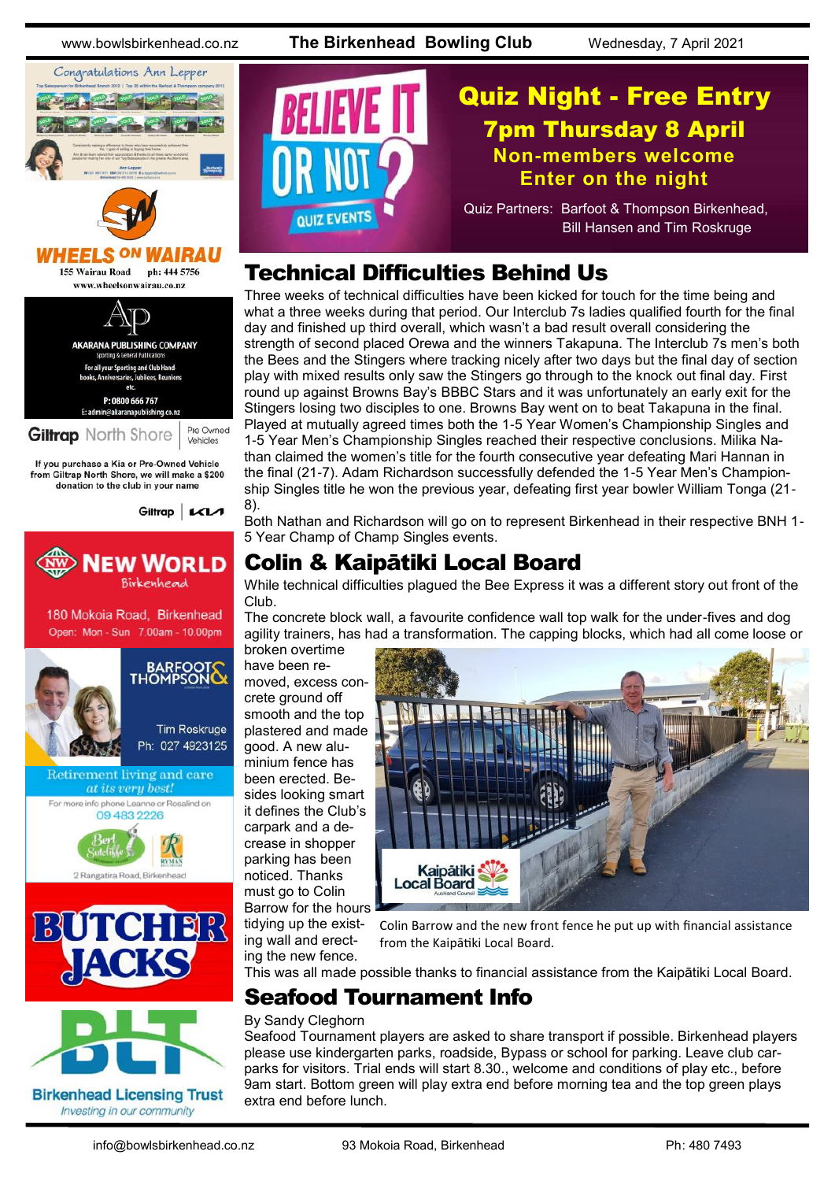## Quiz Night - Free Entry

**7pm Thursday 8 April**

**Non-members welcome**

**Enter on the night**

Quiz Partners: Barfoot & Thompson Birkenhead, Bill Hansen and Tim Roskruge

## Technical Difficulties Behind Us

Three weeks of technical difficulties have been kicked for touch for the time being and what a three weeks during that period. Our Interclub 7s ladies qualified fourth for the final day and finished up third overall, which wasn't a bad result overall considering the strength of second placed Orewa and the winners Takapuna. The Interclub 7s men's both the Bees and the Stingers were tracking nicely after two days but the final day of section play with mixed results only saw the Stingers go through to the knock out final day. First round up against Browns Bay's BBBC Stars and it was unfortunately an early exit for the Stingers losing two disciples to one. Browns Bay went on to beat Takapuna in the final. Played at mutually agreed times both the 1-5 Year Women's Championship Singles and 1-5 Year Men's Championship Singles reached their respective conclusions. Milika Nathan claimed the women's title for the fourth consecutive year defeating Mari Hannan in the final (21-7). Adam Richardson successfully defended the 1-5 Year Men's Championship Singles title he won the previous year, defeating first year bowler William Tonga (21-8).

Both Nathan and Richardson will go on to represent Birkenhead in their respective BNH 1-5 Year Champ of Champ Singles events.

## Colin & Kaipātiki Local Board

While technical difficulties plagued the Bee Express it was a different story out front of the Club.

The concrete block wall, a favourite confidence wall top walk for the under-fives and dog agility trainers, has had a transformation. The capping blocks, which had all come loose or broken overtime have been removed, excess concrete ground off smooth and the top plastered and made good. A new aluminium fence has been erected. Besides looking smart it defines the Club's carpark and a decrease in shopper parking has been noticed. Thanks must go to Colin Barrow for the hours tidying up the existing wall and erecting the new fence.

Colin Barrow and the new front fence he put up with financial assistance from the Kaipātiki Local Board.

This was all made possible thanks to financial assistance from the Kaipātiki Local Board.

## Seafood Tournament Info

By Sandy Cleghorn

Seafood Tournament players are asked to share transport if possible. Birkenhead players please use kindergarten parks, roadside, Bypass or school for parking. Leave club carparks for visitors. Trial ends will start 8.30., welcome and conditions of play etc., before 9am start. Bottom green will play extra end before morning tea and the top green plays extra end before lunch.

---

Congratulations Ann Lepper

**WHEELS ON WAIRAU**
155 Wairau Road ph: 444 5756
www.wheelsonwairau.co.nz

**AKARANA PUBLISHING COMPANY**
Sporting & General Publications
For all your Sporting and Club Handbooks, Anniversaries, Jubilees, Reunions etc.
P: 0800 666 767
E: admin@akaranapublishing.co.nz

Giltrap North Shore — Pre Owned Vehicles
If you purchase a Kia or Pre-Owned Vehicle from Giltrap North Shore, we will make a $200 donation to the club in your name

**NEW WORLD** Birkenhead
180 Mokoia Road, Birkenhead
Open: Mon - Sun 7.00am - 10.00pm

BARFOOT & THOMPSON
Tim Roskruge
Ph: 027 4923125

Retirement living and care *at its very best!*
For more info phone Leanne or Rosalind on 09 483 2226
Bert Sutcliffe — RYMAN
2 Rangatira Road, Birkenhead

**BUTCHER JACKS**

Birkenhead Licensing Trust
*Investing in our community*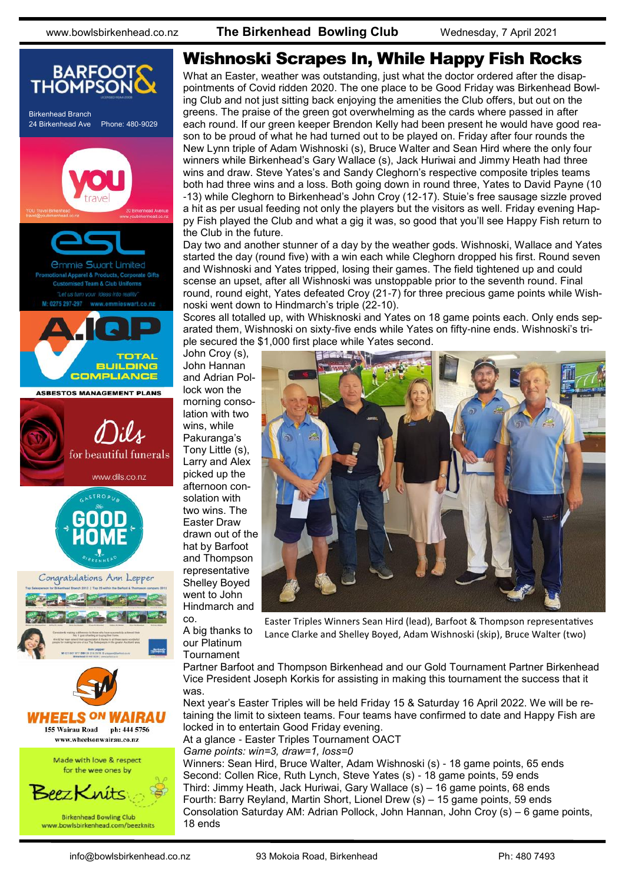# Wishnoski Scrapes In, While Happy Fish Rocks

What an Easter, weather was outstanding, just what the doctor ordered after the disappointments of Covid ridden 2020. The one place to be Good Friday was Birkenhead Bowling Club and not just sitting back enjoying the amenities the Club offers, but out on the greens. The praise of the green got overwhelming as the cards where passed in after each round. If our green keeper Brendon Kelly had been present he would have good reason to be proud of what he had turned out to be played on. Friday after four rounds the New Lynn triple of Adam Wishnoski (s), Bruce Walter and Sean Hird where the only four winners while Birkenhead's Gary Wallace (s), Jack Huriwai and Jimmy Heath had three wins and draw. Steve Yates's and Sandy Cleghorn's respective composite triples teams both had three wins and a loss. Both going down in round three, Yates to David Payne (10-13) while Cleghorn to Birkenhead's John Croy (12-17). Stuie's free sausage sizzle proved a hit as per usual feeding not only the players but the visitors as well. Friday evening Happy Fish played the Club and what a gig it was, so good that you'll see Happy Fish return to the Club in the future.

Day two and another stunner of a day by the weather gods. Wishnoski, Wallace and Yates started the day (round five) with a win each while Cleghorn dropped his first. Round seven and Wishnoski and Yates tripped, losing their games. The field tightened up and could scense an upset, after all Wishnoski was unstoppable prior to the seventh round. Final round, round eight, Yates defeated Croy (21-7) for three precious game points while Wishnoski went down to Hindmarch's triple (22-10).

Scores all totalled up, with Whisknoski and Yates on 18 game points each. Only ends separated them, Wishnoski on sixty-five ends while Yates on fifty-nine ends. Wishnoski's triple secured the $1,000 first place while Yates second.

John Croy (s), John Hannan and Adrian Pollock won the morning consolation with two wins, while Pakuranga's Tony Little (s), Larry and Alex picked up the afternoon consolation with two wins. The Easter Draw drawn out of the hat by Barfoot and Thompson representative Shelley Boyed went to John Hindmarch and co.

Easter Triples Winners Sean Hird (lead), Barfoot & Thompson representatives Lance Clarke and Shelley Boyed, Adam Wishnoski (skip), Bruce Walter (two)

A big thanks to our Platinum Tournament Partner Barfoot and Thompson Birkenhead and our Gold Tournament Partner Birkenhead Vice President Joseph Korkis for assisting in making this tournament the success that it was.

Next year's Easter Triples will be held Friday 15 & Saturday 16 April 2022. We will be retaining the limit to sixteen teams. Four teams have confirmed to date and Happy Fish are locked in to entertain Good Friday evening.

At a glance - Easter Triples Tournament OACT

*Game points: win=3, draw=1, loss=0*

Winners: Sean Hird, Bruce Walter, Adam Wishnoski (s) - 18 game points, 65 ends
Second: Collen Rice, Ruth Lynch, Steve Yates (s) - 18 game points, 59 ends
Third: Jimmy Heath, Jack Huriwai, Gary Wallace (s) – 16 game points, 68 ends
Fourth: Barry Reyland, Martin Short, Lionel Drew (s) – 15 game points, 59 ends
Consolation Saturday AM: Adrian Pollock, John Hannan, John Croy (s) – 6 game points, 18 ends

BARFOOT & THOMPSON
Birkenhead Branch
24 Birkenhead Ave Phone: 480-9029

YOU travel
YOU Travel Birkenhead travel@youbirkenhead.co.nz
20 Birkenhead Avenue www.youbirkenhead.co.nz

esl
Emmie Swart Limited
Promotional Apparel & Products, Corporate Gifts
Customised Team & Club Uniforms
"Let us turn your ideas into reality"
M: 0275 297-297 www.emmieswart.co.nz

A.IQP
TOTAL BUILDING COMPLIANCE
ASBESTOS MANAGEMENT PLANS

Dils
for beautiful funerals
www.dils.co.nz

Gastropub
The GOOD HOME
Birkenhead

Congratulations Ann Lepper

WHEELS ON WAIRAU
155 Wairau Road ph: 444 5756
www.wheelsonwairau.co.nz

Made with love & respect for the wee ones by
BeezKnits
Birkenhead Bowling Club
www.bowlsbirkenhead.com/beezknits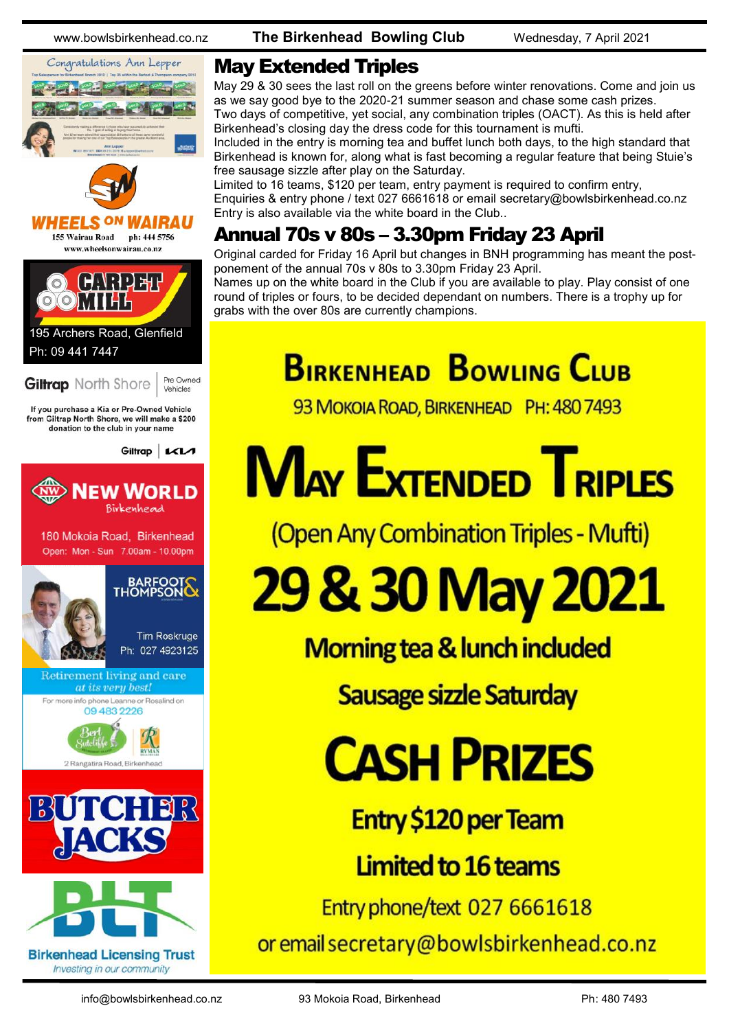## May Extended Triples

May 29 & 30 sees the last roll on the greens before winter renovations. Come and join us as we say good bye to the 2020-21 summer season and chase some cash prizes.
Two days of competitive, yet social, any combination triples (OACT). As this is held after Birkenhead's closing day the dress code for this tournament is mufti.
Included in the entry is morning tea and buffet lunch both days, to the high standard that Birkenhead is known for, along what is fast becoming a regular feature that being Stuie's free sausage sizzle after play on the Saturday.
Limited to 16 teams, $120 per team, entry payment is required to confirm entry,
Enquiries & entry phone / text 027 6661618 or email secretary@bowlsbirkenhead.co.nz
Entry is also available via the white board in the Club..

## Annual 70s v 80s – 3.30pm Friday 23 April

Original carded for Friday 16 April but changes in BNH programming has meant the post-ponement of the annual 70s v 80s to 3.30pm Friday 23 April.
Names up on the white board in the Club if you are available to play. Play consist of one round of triples or fours, to be decided dependant on numbers. There is a trophy up for grabs with the over 80s are currently champions.

# Birkenhead Bowling Club

93 Mokoia Road, Birkenhead Ph: 480 7493

# May Extended Triples

(Open Any Combination Triples - Mufti)

# 29 & 30 May 2021

Morning tea & lunch included

Sausage sizzle Saturday

# Cash Prizes

Entry $120 per Team

Limited to 16 teams

Entry phone/text 027 6661618

or email secretary@bowlsbirkenhead.co.nz

---

Congratulations Ann Lepper

WHEELS ON WAIRAU
155 Wairau Road ph: 444 5756
www.wheelsonwairau.co.nz

CARPET MILL
195 Archers Road, Glenfield
Ph: 09 441 7447

Giltrap North Shore Pre Owned Vehicles
If you purchase a Kia or Pre-Owned Vehicle from Giltrap North Shore, we will make a $200 donation to the club in your name

NEW WORLD Birkenhead
180 Mokoia Road, Birkenhead
Open: Mon - Sun 7.00am - 10.00pm

BARFOOT & THOMPSON
Tim Roskruge
Ph: 027 4923125

Retirement living and care *at its very best!*
For more info phone Leanne or Rosalind on 09 483 2226
Bert Sutcliffe — RYMAN
2 Rangatira Road, Birkenhead

BUTCHER JACKS

BLT
Birkenhead Licensing Trust
*Investing in our community*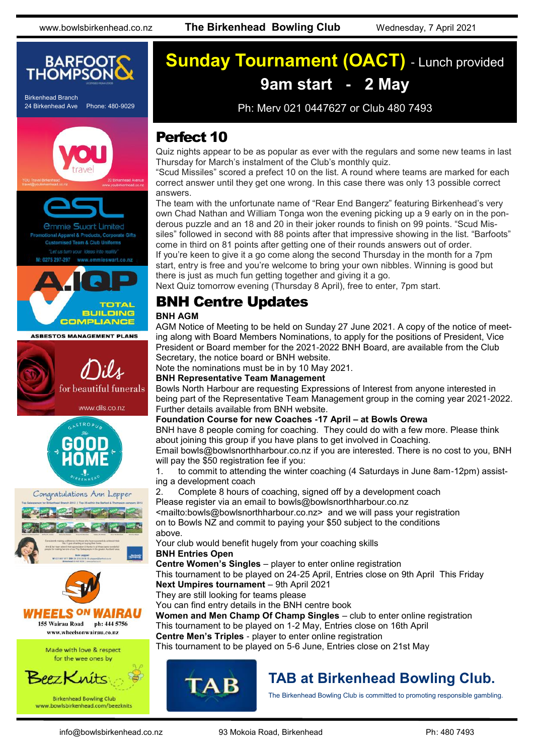# Sunday Tournament (OACT) - Lunch provided

**9am start - 2 May**

Ph: Merv 021 0447627 or Club 480 7493

## Perfect 10

Quiz nights appear to be as popular as ever with the regulars and some new teams in last Thursday for March's instalment of the Club's monthly quiz.

"Scud Missiles" scored a prefect 10 on the list. A round where teams are marked for each correct answer until they get one wrong. In this case there was only 13 possible correct answers.

The team with the unfortunate name of "Rear End Bangerz" featuring Birkenhead's very own Chad Nathan and William Tonga won the evening picking up a 9 early on in the ponderous puzzle and an 18 and 20 in their joker rounds to finish on 99 points. "Scud Missiles" followed in second with 88 points after that impressive showing in the list. "Barfoots" come in third on 81 points after getting one of their rounds answers out of order.

If you're keen to give it a go come along the second Thursday in the month for a 7pm start, entry is free and you're welcome to bring your own nibbles. Winning is good but there is just as much fun getting together and giving it a go.

Next Quiz tomorrow evening (Thursday 8 April), free to enter, 7pm start.

## BNH Centre Updates

**BNH AGM**

AGM Notice of Meeting to be held on Sunday 27 June 2021. A copy of the notice of meeting along with Board Members Nominations, to apply for the positions of President, Vice President or Board member for the 2021-2022 BNH Board, are available from the Club Secretary, the notice board or BNH website.

Note the nominations must be in by 10 May 2021.

**BNH Representative Team Management**

Bowls North Harbour are requesting Expressions of Interest from anyone interested in being part of the Representative Team Management group in the coming year 2021-2022. Further details available from BNH website.

**Foundation Course for new Coaches -17 April – at Bowls Orewa**

BNH have 8 people coming for coaching. They could do with a few more. Please think about joining this group if you have plans to get involved in Coaching.

Email bowls@bowlsnorthharbour.co.nz if you are interested. There is no cost to you, BNH will pay the $50 registration fee if you:

1. to commit to attending the winter coaching (4 Saturdays in June 8am-12pm) assisting a development coach
2. Complete 8 hours of coaching, signed off by a development coach

Please register via an email to bowls@bowlsnorthharbour.co.nz <mailto:bowls@bowlsnorthharbour.co.nz> and we will pass your registration on to Bowls NZ and commit to paying your $50 subject to the conditions above.

Your club would benefit hugely from your coaching skills

**BNH Entries Open**

**Centre Women's Singles** – player to enter online registration
This tournament to be played on 24-25 April, Entries close on 9th April This Friday

**Next Umpires tournament** – 9th April 2021
They are still looking for teams please
You can find entry details in the BNH centre book

**Women and Men Champ Of Champ Singles** – club to enter online registration
This tournament to be played on 1-2 May, Entries close on 16th April

**Centre Men's Triples** - player to enter online registration
This tournament to be played on 5-6 June, Entries close on 21st May

## TAB at Birkenhead Bowling Club.

The Birkenhead Bowling Club is committed to promoting responsible gambling.

BARFOOT & THOMPSON
Birkenhead Branch
24 Birkenhead Ave Phone: 480-9029

YOU travel
YOU Travel Birkenhead travel@youbirkenhead.co.nz
20 Birkenhead Avenue www.youbirkenhead.co.nz

ESL
Emmie Swart Limited
Promotional Apparel & Products, Corporate Gifts
Customised Team & Club Uniforms
"Let us turn your ideas into reality"
M: 0275 297-297 www.emmieswart.co.nz

A.IQP
TOTAL BUILDING COMPLIANCE
ASBESTOS MANAGEMENT PLANS

Dils for beautiful funerals
www.dils.co.nz

Gastropub The Good Home Birkenhead

Congratulations Ann Lepper

WHEELS ON WAIRAU
155 Wairau Road ph: 444 5756
www.wheelsonwairau.co.nz

Made with love & respect for the wee ones by
BeezKnits
Birkenhead Bowling Club
www.bowlsbirkenhead.com/beezknits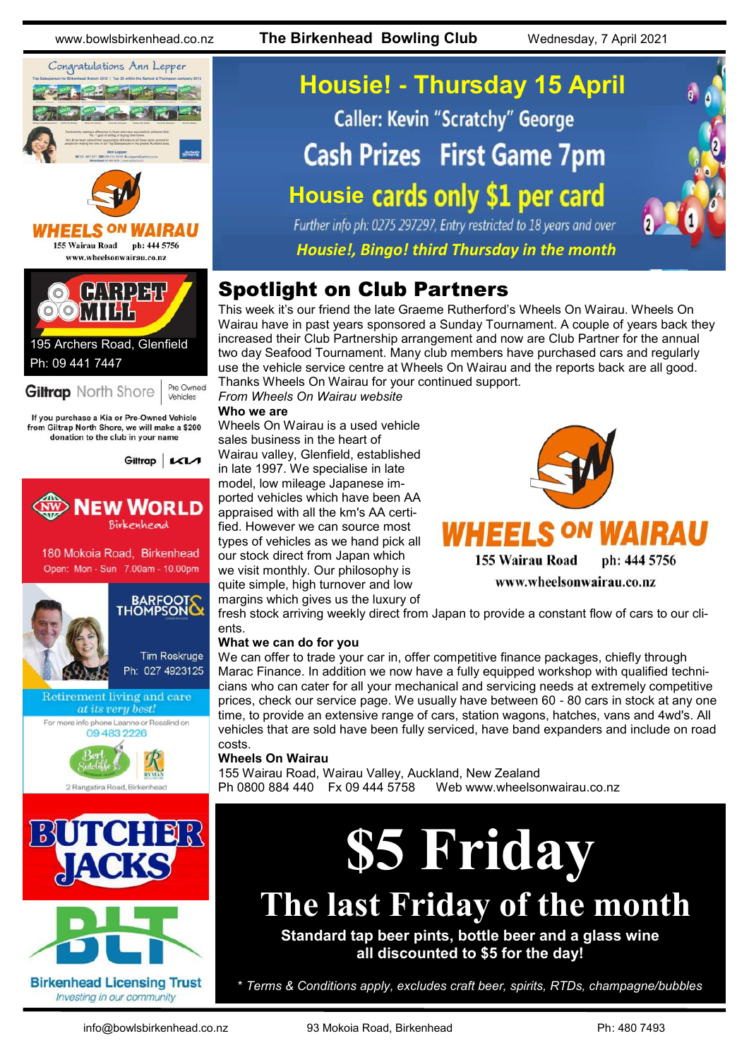# Housie! - Thursday 15 April

Caller: Kevin "Scratchy" George

Cash Prizes First Game 7pm

Housie cards only $1 per card

*Further info ph: 0275 297297, Entry restricted to 18 years and over*

***Housie!, Bingo! third Thursday in the month***

## Spotlight on Club Partners

This week it's our friend the late Graeme Rutherford's Wheels On Wairau. Wheels On Wairau have in past years sponsored a Sunday Tournament. A couple of years back they increased their Club Partnership arrangement and now are Club Partner for the annual two day Seafood Tournament. Many club members have purchased cars and regularly use the vehicle service centre at Wheels On Wairau and the reports back are all good. Thanks Wheels On Wairau for your continued support.

*From Wheels On Wairau website*

**Who we are**

Wheels On Wairau is a used vehicle sales business in the heart of Wairau valley, Glenfield, established in late 1997. We specialise in late model, low mileage Japanese imported vehicles which have been AA appraised with all the km's AA certified. However we can source most types of vehicles as we hand pick all our stock direct from Japan which we visit monthly. Our philosophy is quite simple, high turnover and low margins which gives us the luxury of fresh stock arriving weekly direct from Japan to provide a constant flow of cars to our clients.

WHEELS ON WAIRAU
155 Wairau Road ph: 444 5756
www.wheelsonwairau.co.nz

**What we can do for you**

We can offer to trade your car in, offer competitive finance packages, chiefly through Marac Finance. In addition we now have a fully equipped workshop with qualified technicians who can cater for all your mechanical and servicing needs at extremely competitive prices, check our service page. We usually have between 60 - 80 cars in stock at any one time, to provide an extensive range of cars, station wagons, hatches, vans and 4wd's. All vehicles that are sold have been fully serviced, have band expanders and include on road costs.

**Wheels On Wairau**

155 Wairau Road, Wairau Valley, Auckland, New Zealand
Ph 0800 884 440 Fx 09 444 5758 Web www.wheelsonwairau.co.nz

# $5 Friday

## The last Friday of the month

**Standard tap beer pints, bottle beer and a glass wine all discounted to $5 for the day!**

*\* Terms & Conditions apply, excludes craft beer, spirits, RTDs, champagne/bubbles*

---

Congratulations Ann Lepper

WHEELS ON WAIRAU
155 Wairau Road ph: 444 5756
www.wheelsonwairau.co.nz

CARPET MILL
195 Archers Road, Glenfield
Ph: 09 441 7447

Giltrap North Shore Pre Owned Vehicles

If you purchase a Kia or Pre-Owned Vehicle from Giltrap North Shore, we will make a $200 donation to the club in your name

Giltrap | KIA

NEW WORLD Birkenhead
180 Mokoia Road, Birkenhead
Open: Mon - Sun 7.00am - 10.00pm

BARFOOT & THOMPSON
Tim Roskruge
Ph: 027 4923125

Retirement living and care *at its very best!*
For more info phone Leanne or Rosalind on 09 483 2226
Bert Sutcliffe | RYMAN
2 Rangatira Road, Birkenhead

BUTCHER JACKS

BLT
Birkenhead Licensing Trust
*Investing in our community*